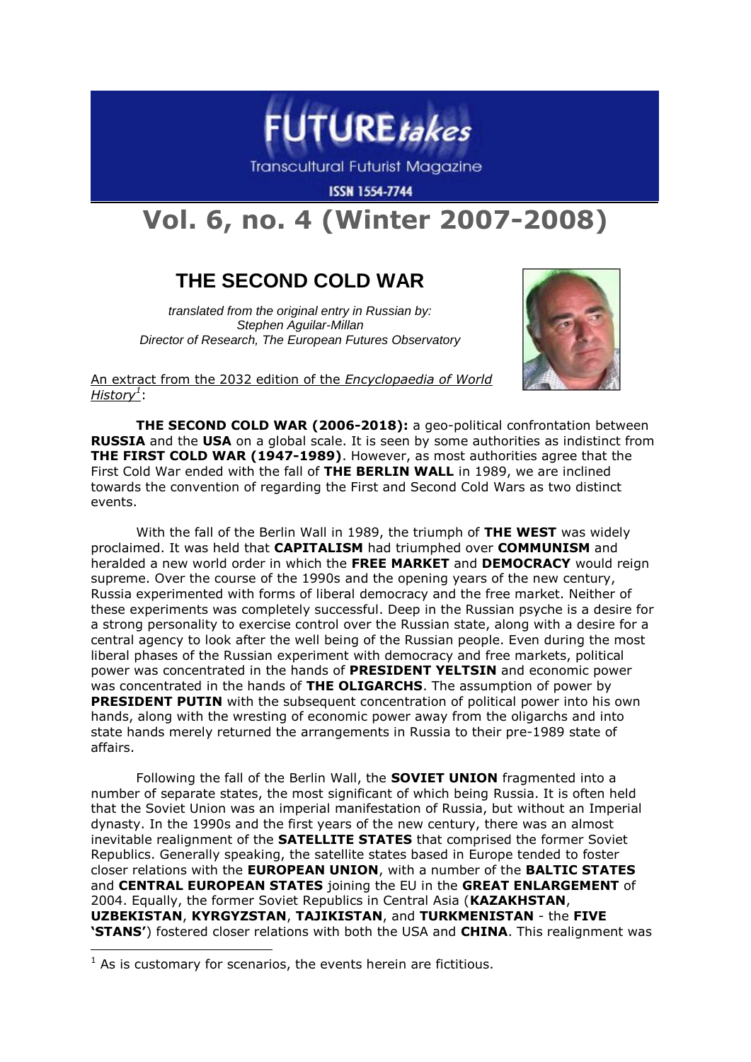# FUTURE*takes*

Transcultural Futurist Magazine

ISSN 1554-7744

# Vol. 6, no. 4 (Winter 2007-2008)

## THE SECOND COLD WAR

*translated from the original entry in Russian by:*
*Stephen Aguilar-Millan*
*Director of Research, The European Futures Observatory*

An extract from the 2032 edition of the *Encyclopaedia of World History*[1]:

**THE SECOND COLD WAR (2006-2018):** a geo-political confrontation between **RUSSIA** and the **USA** on a global scale. It is seen by some authorities as indistinct from **THE FIRST COLD WAR (1947-1989)**. However, as most authorities agree that the First Cold War ended with the fall of **THE BERLIN WALL** in 1989, we are inclined towards the convention of regarding the First and Second Cold Wars as two distinct events.

With the fall of the Berlin Wall in 1989, the triumph of **THE WEST** was widely proclaimed. It was held that **CAPITALISM** had triumphed over **COMMUNISM** and heralded a new world order in which the **FREE MARKET** and **DEMOCRACY** would reign supreme. Over the course of the 1990s and the opening years of the new century, Russia experimented with forms of liberal democracy and the free market. Neither of these experiments was completely successful. Deep in the Russian psyche is a desire for a strong personality to exercise control over the Russian state, along with a desire for a central agency to look after the well being of the Russian people. Even during the most liberal phases of the Russian experiment with democracy and free markets, political power was concentrated in the hands of **PRESIDENT YELTSIN** and economic power was concentrated in the hands of **THE OLIGARCHS**. The assumption of power by **PRESIDENT PUTIN** with the subsequent concentration of political power into his own hands, along with the wresting of economic power away from the oligarchs and into state hands merely returned the arrangements in Russia to their pre-1989 state of affairs.

Following the fall of the Berlin Wall, the **SOVIET UNION** fragmented into a number of separate states, the most significant of which being Russia. It is often held that the Soviet Union was an imperial manifestation of Russia, but without an Imperial dynasty. In the 1990s and the first years of the new century, there was an almost inevitable realignment of the **SATELLITE STATES** that comprised the former Soviet Republics. Generally speaking, the satellite states based in Europe tended to foster closer relations with the **EUROPEAN UNION**, with a number of the **BALTIC STATES** and **CENTRAL EUROPEAN STATES** joining the EU in the **GREAT ENLARGEMENT** of 2004. Equally, the former Soviet Republics in Central Asia (**KAZAKHSTAN**, **UZBEKISTAN**, **KYRGYZSTAN**, **TAJIKISTAN**, and **TURKMENISTAN** - the **FIVE 'STANS'**) fostered closer relations with both the USA and **CHINA**. This realignment was

[1] As is customary for scenarios, the events herein are fictitious.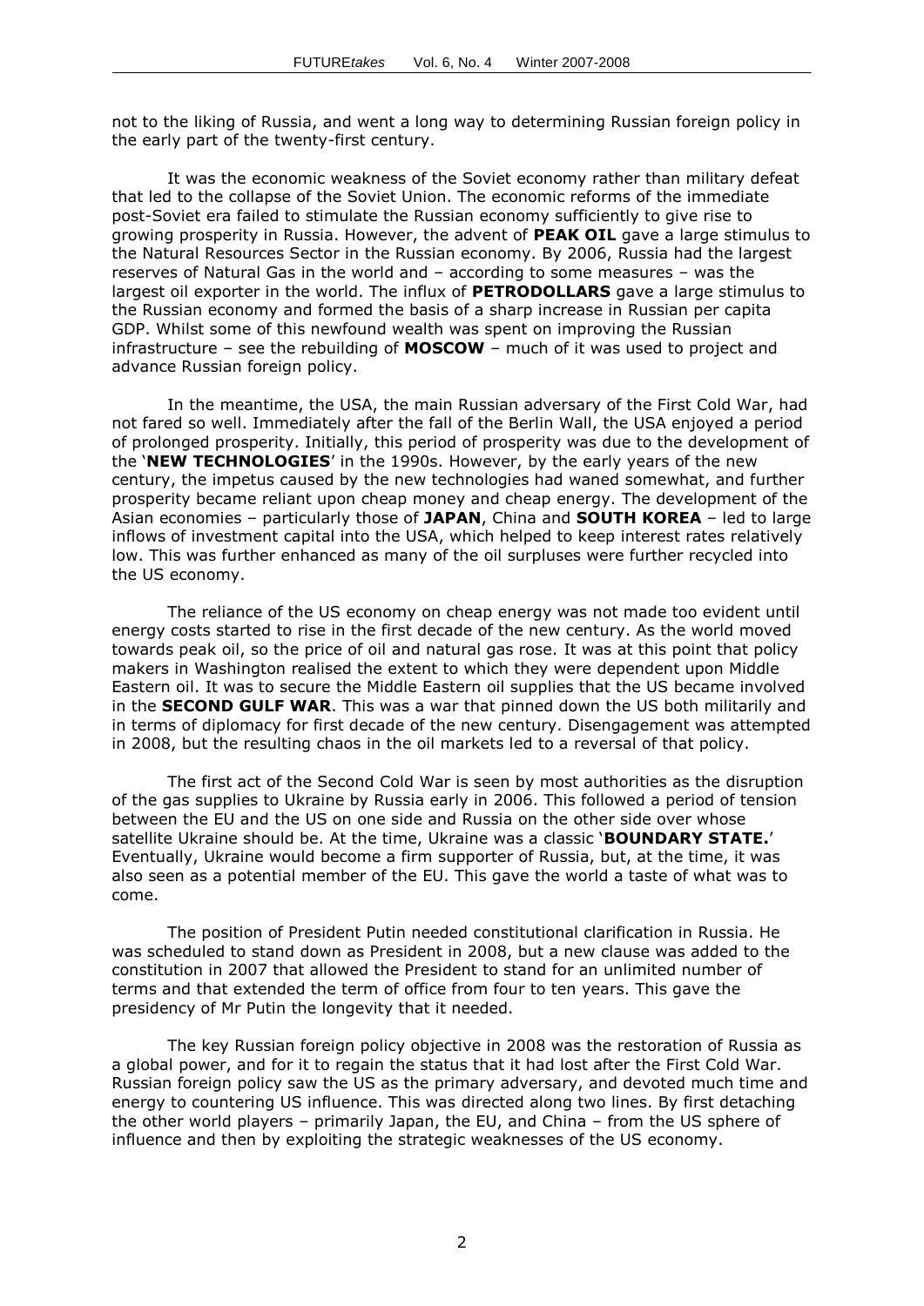not to the liking of Russia, and went a long way to determining Russian foreign policy in the early part of the twenty-first century.

It was the economic weakness of the Soviet economy rather than military defeat that led to the collapse of the Soviet Union. The economic reforms of the immediate post-Soviet era failed to stimulate the Russian economy sufficiently to give rise to growing prosperity in Russia. However, the advent of **PEAK OIL** gave a large stimulus to the Natural Resources Sector in the Russian economy. By 2006, Russia had the largest reserves of Natural Gas in the world and – according to some measures – was the largest oil exporter in the world. The influx of **PETRODOLLARS** gave a large stimulus to the Russian economy and formed the basis of a sharp increase in Russian per capita GDP. Whilst some of this newfound wealth was spent on improving the Russian infrastructure – see the rebuilding of **MOSCOW** – much of it was used to project and advance Russian foreign policy.

In the meantime, the USA, the main Russian adversary of the First Cold War, had not fared so well. Immediately after the fall of the Berlin Wall, the USA enjoyed a period of prolonged prosperity. Initially, this period of prosperity was due to the development of the '**NEW TECHNOLOGIES**' in the 1990s. However, by the early years of the new century, the impetus caused by the new technologies had waned somewhat, and further prosperity became reliant upon cheap money and cheap energy. The development of the Asian economies – particularly those of **JAPAN**, China and **SOUTH KOREA** – led to large inflows of investment capital into the USA, which helped to keep interest rates relatively low. This was further enhanced as many of the oil surpluses were further recycled into the US economy.

The reliance of the US economy on cheap energy was not made too evident until energy costs started to rise in the first decade of the new century. As the world moved towards peak oil, so the price of oil and natural gas rose. It was at this point that policy makers in Washington realised the extent to which they were dependent upon Middle Eastern oil. It was to secure the Middle Eastern oil supplies that the US became involved in the **SECOND GULF WAR**. This was a war that pinned down the US both militarily and in terms of diplomacy for first decade of the new century. Disengagement was attempted in 2008, but the resulting chaos in the oil markets led to a reversal of that policy.

The first act of the Second Cold War is seen by most authorities as the disruption of the gas supplies to Ukraine by Russia early in 2006. This followed a period of tension between the EU and the US on one side and Russia on the other side over whose satellite Ukraine should be. At the time, Ukraine was a classic '**BOUNDARY STATE.**' Eventually, Ukraine would become a firm supporter of Russia, but, at the time, it was also seen as a potential member of the EU. This gave the world a taste of what was to come.

The position of President Putin needed constitutional clarification in Russia. He was scheduled to stand down as President in 2008, but a new clause was added to the constitution in 2007 that allowed the President to stand for an unlimited number of terms and that extended the term of office from four to ten years. This gave the presidency of Mr Putin the longevity that it needed.

The key Russian foreign policy objective in 2008 was the restoration of Russia as a global power, and for it to regain the status that it had lost after the First Cold War. Russian foreign policy saw the US as the primary adversary, and devoted much time and energy to countering US influence. This was directed along two lines. By first detaching the other world players – primarily Japan, the EU, and China – from the US sphere of influence and then by exploiting the strategic weaknesses of the US economy.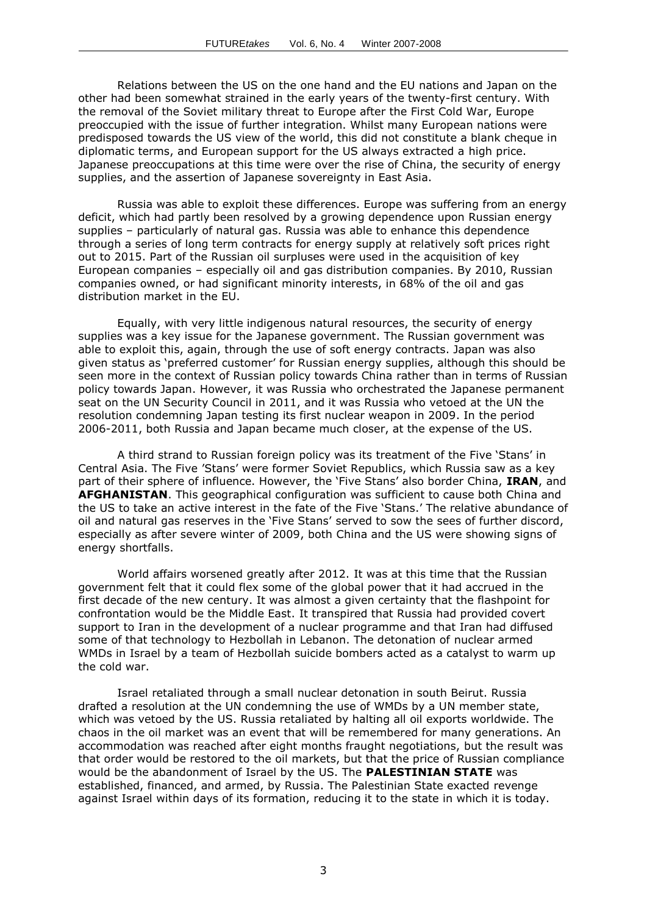Relations between the US on the one hand and the EU nations and Japan on the other had been somewhat strained in the early years of the twenty-first century. With the removal of the Soviet military threat to Europe after the First Cold War, Europe preoccupied with the issue of further integration. Whilst many European nations were predisposed towards the US view of the world, this did not constitute a blank cheque in diplomatic terms, and European support for the US always extracted a high price. Japanese preoccupations at this time were over the rise of China, the security of energy supplies, and the assertion of Japanese sovereignty in East Asia.

Russia was able to exploit these differences. Europe was suffering from an energy deficit, which had partly been resolved by a growing dependence upon Russian energy supplies – particularly of natural gas. Russia was able to enhance this dependence through a series of long term contracts for energy supply at relatively soft prices right out to 2015. Part of the Russian oil surpluses were used in the acquisition of key European companies – especially oil and gas distribution companies. By 2010, Russian companies owned, or had significant minority interests, in 68% of the oil and gas distribution market in the EU.

Equally, with very little indigenous natural resources, the security of energy supplies was a key issue for the Japanese government. The Russian government was able to exploit this, again, through the use of soft energy contracts. Japan was also given status as 'preferred customer' for Russian energy supplies, although this should be seen more in the context of Russian policy towards China rather than in terms of Russian policy towards Japan. However, it was Russia who orchestrated the Japanese permanent seat on the UN Security Council in 2011, and it was Russia who vetoed at the UN the resolution condemning Japan testing its first nuclear weapon in 2009. In the period 2006-2011, both Russia and Japan became much closer, at the expense of the US.

A third strand to Russian foreign policy was its treatment of the Five 'Stans' in Central Asia. The Five 'Stans' were former Soviet Republics, which Russia saw as a key part of their sphere of influence. However, the 'Five Stans' also border China, **IRAN**, and **AFGHANISTAN**. This geographical configuration was sufficient to cause both China and the US to take an active interest in the fate of the Five 'Stans.' The relative abundance of oil and natural gas reserves in the 'Five Stans' served to sow the sees of further discord, especially as after severe winter of 2009, both China and the US were showing signs of energy shortfalls.

World affairs worsened greatly after 2012. It was at this time that the Russian government felt that it could flex some of the global power that it had accrued in the first decade of the new century. It was almost a given certainty that the flashpoint for confrontation would be the Middle East. It transpired that Russia had provided covert support to Iran in the development of a nuclear programme and that Iran had diffused some of that technology to Hezbollah in Lebanon. The detonation of nuclear armed WMDs in Israel by a team of Hezbollah suicide bombers acted as a catalyst to warm up the cold war.

Israel retaliated through a small nuclear detonation in south Beirut. Russia drafted a resolution at the UN condemning the use of WMDs by a UN member state, which was vetoed by the US. Russia retaliated by halting all oil exports worldwide. The chaos in the oil market was an event that will be remembered for many generations. An accommodation was reached after eight months fraught negotiations, but the result was that order would be restored to the oil markets, but that the price of Russian compliance would be the abandonment of Israel by the US. The **PALESTINIAN STATE** was established, financed, and armed, by Russia. The Palestinian State exacted revenge against Israel within days of its formation, reducing it to the state in which it is today.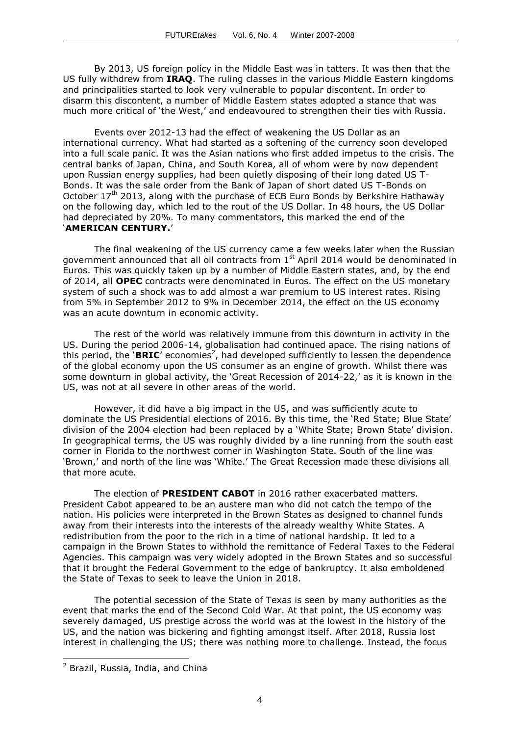By 2013, US foreign policy in the Middle East was in tatters. It was then that the US fully withdrew from **IRAQ**. The ruling classes in the various Middle Eastern kingdoms and principalities started to look very vulnerable to popular discontent. In order to disarm this discontent, a number of Middle Eastern states adopted a stance that was much more critical of 'the West,' and endeavoured to strengthen their ties with Russia.

Events over 2012-13 had the effect of weakening the US Dollar as an international currency. What had started as a softening of the currency soon developed into a full scale panic. It was the Asian nations who first added impetus to the crisis. The central banks of Japan, China, and South Korea, all of whom were by now dependent upon Russian energy supplies, had been quietly disposing of their long dated US T-Bonds. It was the sale order from the Bank of Japan of short dated US T-Bonds on October 17th 2013, along with the purchase of ECB Euro Bonds by Berkshire Hathaway on the following day, which led to the rout of the US Dollar. In 48 hours, the US Dollar had depreciated by 20%. To many commentators, this marked the end of the '**AMERICAN CENTURY.**'

The final weakening of the US currency came a few weeks later when the Russian government announced that all oil contracts from 1st April 2014 would be denominated in Euros. This was quickly taken up by a number of Middle Eastern states, and, by the end of 2014, all **OPEC** contracts were denominated in Euros. The effect on the US monetary system of such a shock was to add almost a war premium to US interest rates. Rising from 5% in September 2012 to 9% in December 2014, the effect on the US economy was an acute downturn in economic activity.

The rest of the world was relatively immune from this downturn in activity in the US. During the period 2006-14, globalisation had continued apace. The rising nations of this period, the '**BRIC**' economies[2], had developed sufficiently to lessen the dependence of the global economy upon the US consumer as an engine of growth. Whilst there was some downturn in global activity, the 'Great Recession of 2014-22,' as it is known in the US, was not at all severe in other areas of the world.

However, it did have a big impact in the US, and was sufficiently acute to dominate the US Presidential elections of 2016. By this time, the 'Red State; Blue State' division of the 2004 election had been replaced by a 'White State; Brown State' division. In geographical terms, the US was roughly divided by a line running from the south east corner in Florida to the northwest corner in Washington State. South of the line was 'Brown,' and north of the line was 'White.' The Great Recession made these divisions all that more acute.

The election of **PRESIDENT CABOT** in 2016 rather exacerbated matters. President Cabot appeared to be an austere man who did not catch the tempo of the nation. His policies were interpreted in the Brown States as designed to channel funds away from their interests into the interests of the already wealthy White States. A redistribution from the poor to the rich in a time of national hardship. It led to a campaign in the Brown States to withhold the remittance of Federal Taxes to the Federal Agencies. This campaign was very widely adopted in the Brown States and so successful that it brought the Federal Government to the edge of bankruptcy. It also emboldened the State of Texas to seek to leave the Union in 2018.

The potential secession of the State of Texas is seen by many authorities as the event that marks the end of the Second Cold War. At that point, the US economy was severely damaged, US prestige across the world was at the lowest in the history of the US, and the nation was bickering and fighting amongst itself. After 2018, Russia lost interest in challenging the US; there was nothing more to challenge. Instead, the focus

---

[2] Brazil, Russia, India, and China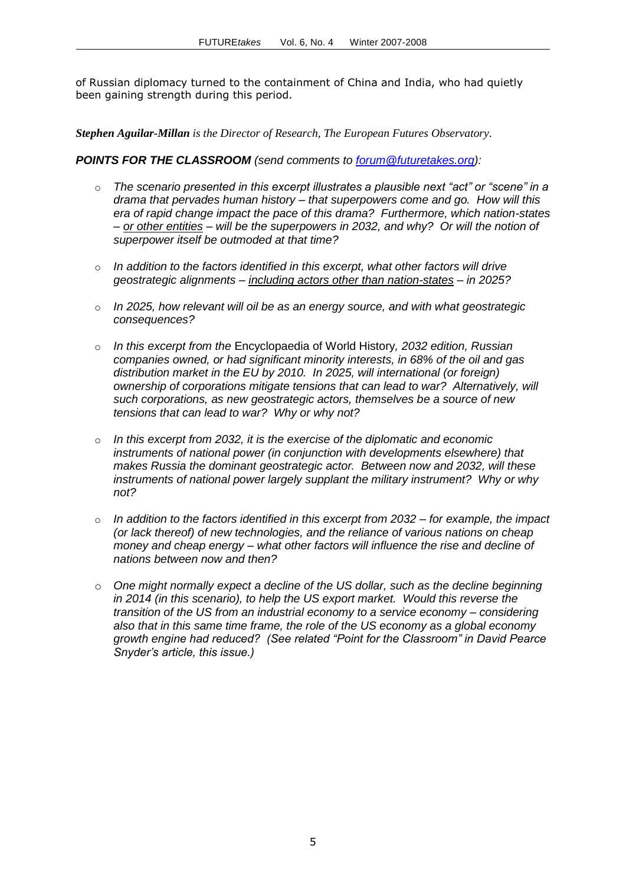of Russian diplomacy turned to the containment of China and India, who had quietly been gaining strength during this period.

***Stephen Aguilar-Millan*** *is the Director of Research, The European Futures Observatory.*

***POINTS FOR THE CLASSROOM*** *(send comments to [forum@futuretakes.org](mailto:forum@futuretakes.org)):*

- *The scenario presented in this excerpt illustrates a plausible next "act" or "scene" in a drama that pervades human history – that superpowers come and go. How will this era of rapid change impact the pace of this drama? Furthermore, which nation-states – or other entities – will be the superpowers in 2032, and why? Or will the notion of superpower itself be outmoded at that time?*

- *In addition to the factors identified in this excerpt, what other factors will drive geostrategic alignments – including actors other than nation-states – in 2025?*

- *In 2025, how relevant will oil be as an energy source, and with what geostrategic consequences?*

- *In this excerpt from the* Encyclopaedia of World History*, 2032 edition, Russian companies owned, or had significant minority interests, in 68% of the oil and gas distribution market in the EU by 2010. In 2025, will international (or foreign) ownership of corporations mitigate tensions that can lead to war? Alternatively, will such corporations, as new geostrategic actors, themselves be a source of new tensions that can lead to war? Why or why not?*

- *In this excerpt from 2032, it is the exercise of the diplomatic and economic instruments of national power (in conjunction with developments elsewhere) that makes Russia the dominant geostrategic actor. Between now and 2032, will these instruments of national power largely supplant the military instrument? Why or why not?*

- *In addition to the factors identified in this excerpt from 2032 – for example, the impact (or lack thereof) of new technologies, and the reliance of various nations on cheap money and cheap energy – what other factors will influence the rise and decline of nations between now and then?*

- *One might normally expect a decline of the US dollar, such as the decline beginning in 2014 (in this scenario), to help the US export market. Would this reverse the transition of the US from an industrial economy to a service economy – considering also that in this same time frame, the role of the US economy as a global economy growth engine had reduced? (See related "Point for the Classroom" in David Pearce Snyder's article, this issue.)*